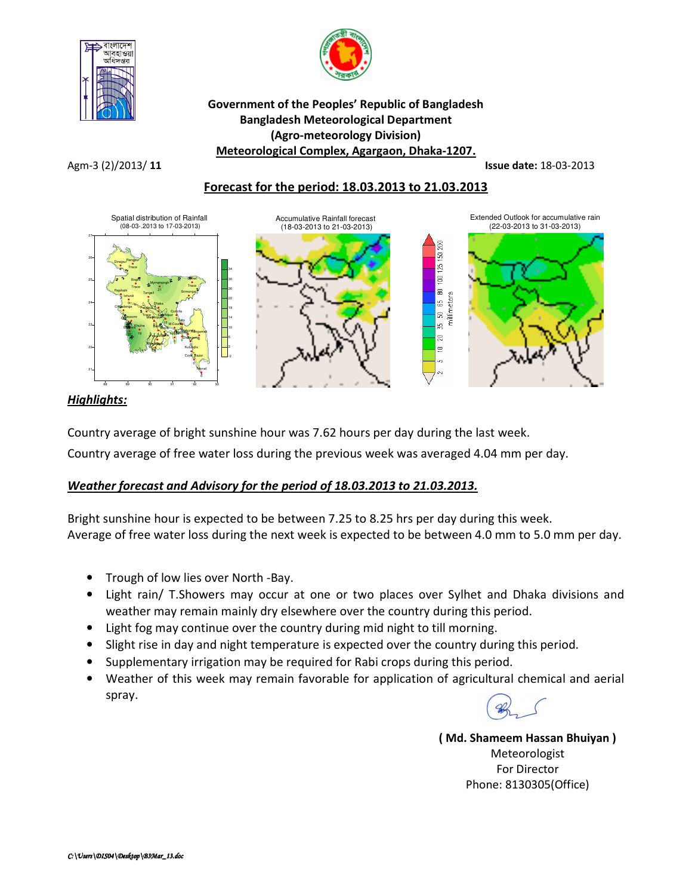**Government of the Peoples' Republic of Bangladesh**
**Bangladesh Meteorological Department**
**(Agro-meteorology Division)**
**Meteorological Complex, Agargaon, Dhaka-1207.**

Agm-3 (2)/2013/ **11** **Issue date:** 18-03-2013

## Forecast for the period: 18.03.2013 to 21.03.2013

Spatial distribution of Rainfall (08-03-.2013 to 17-03-2013)

Accumulative Rainfall forecast (18-03-2013 to 21-03-2013)

Extended Outlook for accumulative rain (22-03-2013 to 31-03-2013)

### ***Highlights:***

Country average of bright sunshine hour was 7.62 hours per day during the last week.

Country average of free water loss during the previous week was averaged 4.04 mm per day.

### ***Weather forecast and Advisory for the period of 18.03.2013 to 21.03.2013.***

Bright sunshine hour is expected to be between 7.25 to 8.25 hrs per day during this week.
Average of free water loss during the next week is expected to be between 4.0 mm to 5.0 mm per day.

- Trough of low lies over North -Bay.
- Light rain/ T.Showers may occur at one or two places over Sylhet and Dhaka divisions and weather may remain mainly dry elsewhere over the country during this period.
- Light fog may continue over the country during mid night to till morning.
- Slight rise in day and night temperature is expected over the country during this period.
- Supplementary irrigation may be required for Rabi crops during this period.
- Weather of this week may remain favorable for application of agricultural chemical and aerial spray.

**( Md. Shameem Hassan Bhuiyan )**
Meteorologist
For Director
Phone: 8130305(Office)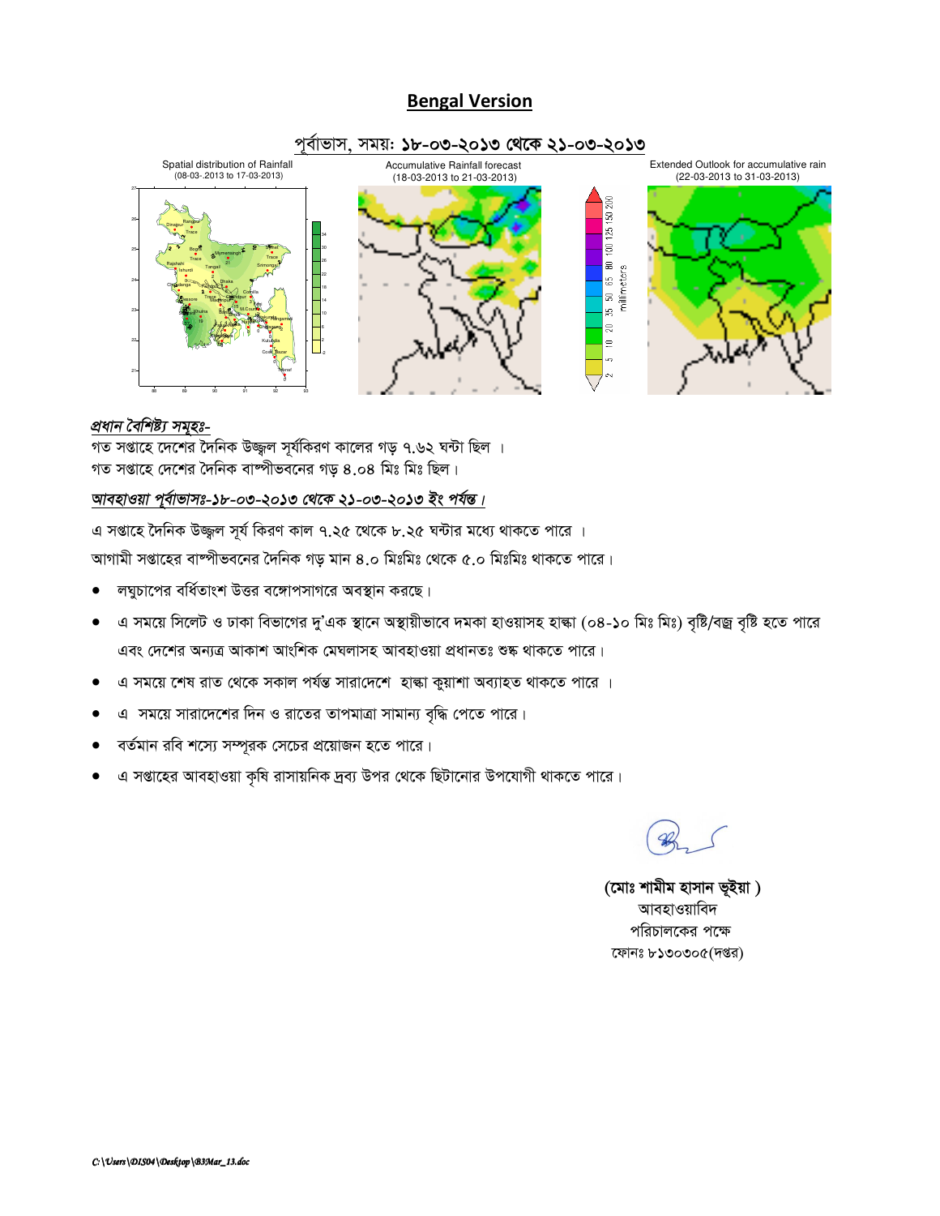## Bengal Version

### পূর্বাভাস, সময়: ১৮-০৩-২০১৩ থেকে ২১-০৩-২০১৩

Spatial distribution of Rainfall (08-03-.2013 to 17-03-2013)

Accumulative Rainfall forecast (18-03-2013 to 21-03-2013)

Extended Outlook for accumulative rain (22-03-2013 to 31-03-2013)

***প্রধান বৈশিষ্ট্য সমূহঃ-***

গত সপ্তাহে দেশের দৈনিক উজ্জ্বল সূর্যকিরণ কালের গড় ৭.৬২ ঘন্টা ছিল ।
গত সপ্তাহে দেশের দৈনিক বাষ্পীভবনের গড় ৪.০৪ মিঃ মিঃ ছিল।

***আবহাওয়া পূর্বাভাসঃ-১৮-০৩-২০১৩ থেকে ২১-০৩-২০১৩ ইং পর্যন্ত।***

এ সপ্তাহে দৈনিক উজ্জ্বল সূর্য কিরণ কাল ৭.২৫ থেকে ৮.২৫ ঘন্টার মধ্যে থাকতে পারে ।

আগামী সপ্তাহের বাষ্পীভবনের দৈনিক গড় মান ৪.০ মিঃমিঃ থেকে ৫.০ মিঃমিঃ থাকতে পারে।

- লঘুচাপের বর্ধিতাংশ উত্তর বঙ্গোপসাগরে অবস্থান করছে।
- এ সময়ে সিলেট ও ঢাকা বিভাগের দু'এক স্থানে অস্থায়ীভাবে দমকা হাওয়াসহ হাল্কা (০৪-১০ মিঃ মিঃ) বৃষ্টি/বজ্র বৃষ্টি হতে পারে এবং দেশের অন্যত্র আকাশ আংশিক মেঘলাসহ আবহাওয়া প্রধানতঃ শুষ্ক থাকতে পারে।
- এ সময়ে শেষ রাত থেকে সকাল পর্যন্ত সারাদেশে হাল্কা কুয়াশা অব্যাহত থাকতে পারে ।
- এ সময়ে সারাদেশের দিন ও রাতের তাপমাত্রা সামান্য বৃদ্ধি পেতে পারে।
- বর্তমান রবি শস্যে সম্পূরক সেচের প্রয়োজন হতে পারে।
- এ সপ্তাহের আবহাওয়া কৃষি রাসায়নিক দ্রব্য উপর থেকে ছিটানোর উপযোগী থাকতে পারে।

**(মোঃ শামীম হাসান ভূইয়া )**
আবহাওয়াবিদ
পরিচালকের পক্ষে
ফোনঃ ৮১৩০৩০৫(দপ্তর)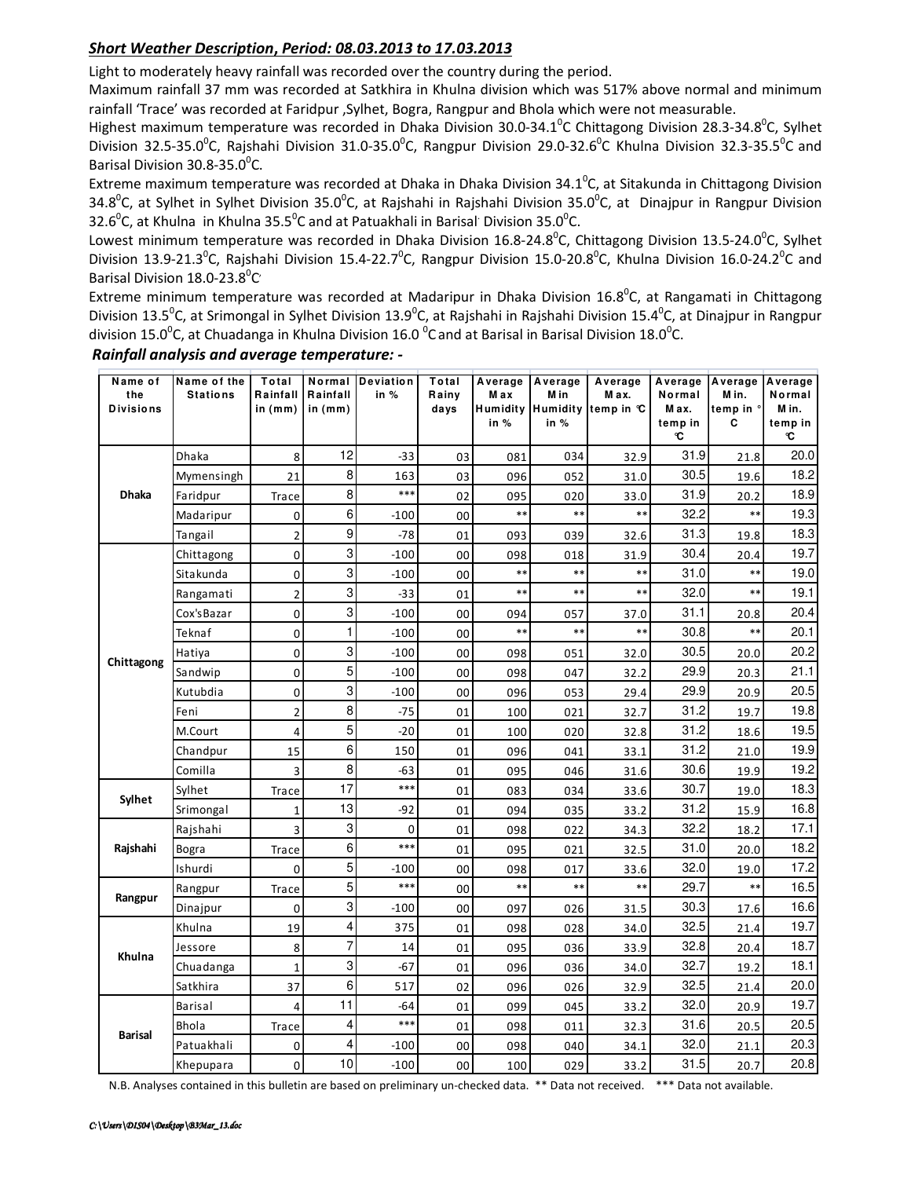### ***Short Weather Description, Period: 08.03.2013 to 17.03.2013***

Light to moderately heavy rainfall was recorded over the country during the period.

Maximum rainfall 37 mm was recorded at Satkhira in Khulna division which was 517% above normal and minimum rainfall 'Trace' was recorded at Faridpur ,Sylhet, Bogra, Rangpur and Bhola which were not measurable.

Highest maximum temperature was recorded in Dhaka Division 30.0-34.1$^0$C Chittagong Division 28.3-34.8$^0$C, Sylhet Division 32.5-35.0$^0$C, Rajshahi Division 31.0-35.0$^0$C, Rangpur Division 29.0-32.6$^0$C Khulna Division 32.3-35.5$^0$C and Barisal Division 30.8-35.0$^0$C.

Extreme maximum temperature was recorded at Dhaka in Dhaka Division 34.1$^0$C, at Sitakunda in Chittagong Division 34.8$^0$C, at Sylhet in Sylhet Division 35.0$^0$C, at Rajshahi in Rajshahi Division 35.0$^0$C, at Dinajpur in Rangpur Division 32.6$^0$C, at Khulna in Khulna 35.5$^0$C and at Patuakhali in Barisal Division 35.0$^0$C.

Lowest minimum temperature was recorded in Dhaka Division 16.8-24.8$^0$C, Chittagong Division 13.5-24.0$^0$C, Sylhet Division 13.9-21.3$^0$C, Rajshahi Division 15.4-22.7$^0$C, Rangpur Division 15.0-20.8$^0$C, Khulna Division 16.0-24.2$^0$C and Barisal Division 18.0-23.8$^0$C.

Extreme minimum temperature was recorded at Madaripur in Dhaka Division 16.8$^0$C, at Rangamati in Chittagong Division 13.5$^0$C, at Srimongal in Sylhet Division 13.9$^0$C, at Rajshahi in Rajshahi Division 15.4$^0$C, at Dinajpur in Rangpur division 15.0$^0$C, at Chuadanga in Khulna Division 16.0 $^0$C and at Barisal in Barisal Division 18.0$^0$C.

### ***Rainfall analysis and average temperature: -***

| Name of the Divisions | Name of the Stations | Total Rainfall in (mm) | Normal Rainfall in (mm) | Deviation in % | Total Rainy days | Average Max Humidity in % | Average Min Humidity in % | Average Max. temp in ℃ | Average Normal Max. temp in ℃ | Average Min. temp in ℃ | Average Normal Min. temp in ℃ |
|---|---|---|---|---|---|---|---|---|---|---|---|
| Dhaka | Dhaka | 8 | 12 | -33 | 03 | 081 | 034 | 32.9 | 31.9 | 21.8 | 20.0 |
| | Mymensingh | 21 | 8 | 163 | 03 | 096 | 052 | 31.0 | 30.5 | 19.6 | 18.2 |
| | Faridpur | Trace | 8 | *** | 02 | 095 | 020 | 33.0 | 31.9 | 20.2 | 18.9 |
| | Madaripur | 0 | 6 | -100 | 00 | ** | ** | ** | 32.2 | ** | 19.3 |
| | Tangail | 2 | 9 | -78 | 01 | 093 | 039 | 32.6 | 31.3 | 19.8 | 18.3 |
| Chittagong | Chittagong | 0 | 3 | -100 | 00 | 098 | 018 | 31.9 | 30.4 | 20.4 | 19.7 |
| | Sitakunda | 0 | 3 | -100 | 00 | ** | ** | ** | 31.0 | ** | 19.0 |
| | Rangamati | 2 | 3 | -33 | 01 | ** | ** | ** | 32.0 | ** | 19.1 |
| | Cox'sBazar | 0 | 3 | -100 | 00 | 094 | 057 | 37.0 | 31.1 | 20.8 | 20.4 |
| | Teknaf | 0 | 1 | -100 | 00 | ** | ** | ** | 30.8 | ** | 20.1 |
| | Hatiya | 0 | 3 | -100 | 00 | 098 | 051 | 32.0 | 30.5 | 20.0 | 20.2 |
| | Sandwip | 0 | 5 | -100 | 00 | 098 | 047 | 32.2 | 29.9 | 20.3 | 21.1 |
| | Kutubdia | 0 | 3 | -100 | 00 | 096 | 053 | 29.4 | 29.9 | 20.9 | 20.5 |
| | Feni | 2 | 8 | -75 | 01 | 100 | 021 | 32.7 | 31.2 | 19.7 | 19.8 |
| | M.Court | 4 | 5 | -20 | 01 | 100 | 020 | 32.8 | 31.2 | 18.6 | 19.5 |
| | Chandpur | 15 | 6 | 150 | 01 | 096 | 041 | 33.1 | 31.2 | 21.0 | 19.9 |
| | Comilla | 3 | 8 | -63 | 01 | 095 | 046 | 31.6 | 30.6 | 19.9 | 19.2 |
| Sylhet | Sylhet | Trace | 17 | *** | 01 | 083 | 034 | 33.6 | 30.7 | 19.0 | 18.3 |
| | Srimongal | 1 | 13 | -92 | 01 | 094 | 035 | 33.2 | 31.2 | 15.9 | 16.8 |
| Rajshahi | Rajshahi | 3 | 3 | 0 | 01 | 098 | 022 | 34.3 | 32.2 | 18.2 | 17.1 |
| | Bogra | Trace | 6 | *** | 01 | 095 | 021 | 32.5 | 31.0 | 20.0 | 18.2 |
| | Ishurdi | 0 | 5 | -100 | 00 | 098 | 017 | 33.6 | 32.0 | 19.0 | 17.2 |
| Rangpur | Rangpur | Trace | 5 | *** | 00 | ** | ** | ** | 29.7 | ** | 16.5 |
| | Dinajpur | 0 | 3 | -100 | 00 | 097 | 026 | 31.5 | 30.3 | 17.6 | 16.6 |
| Khulna | Khulna | 19 | 4 | 375 | 01 | 098 | 028 | 34.0 | 32.5 | 21.4 | 19.7 |
| | Jessore | 8 | 7 | 14 | 01 | 095 | 036 | 33.9 | 32.8 | 20.4 | 18.7 |
| | Chuadanga | 1 | 3 | -67 | 01 | 096 | 036 | 34.0 | 32.7 | 19.2 | 18.1 |
| | Satkhira | 37 | 6 | 517 | 02 | 096 | 026 | 32.9 | 32.5 | 21.4 | 20.0 |
| Barisal | Barisal | 4 | 11 | -64 | 01 | 099 | 045 | 33.2 | 32.0 | 20.9 | 19.7 |
| | Bhola | Trace | 4 | *** | 01 | 098 | 011 | 32.3 | 31.6 | 20.5 | 20.5 |
| | Patuakhali | 0 | 4 | -100 | 00 | 098 | 040 | 34.1 | 32.0 | 21.1 | 20.3 |
| | Khepupara | 0 | 10 | -100 | 00 | 100 | 029 | 33.2 | 31.5 | 20.7 | 20.8 |

N.B. Analyses contained in this bulletin are based on preliminary un-checked data. ** Data not received. *** Data not available.

*C:\Users\DIS04\Desktop\B3Mar_13.doc*